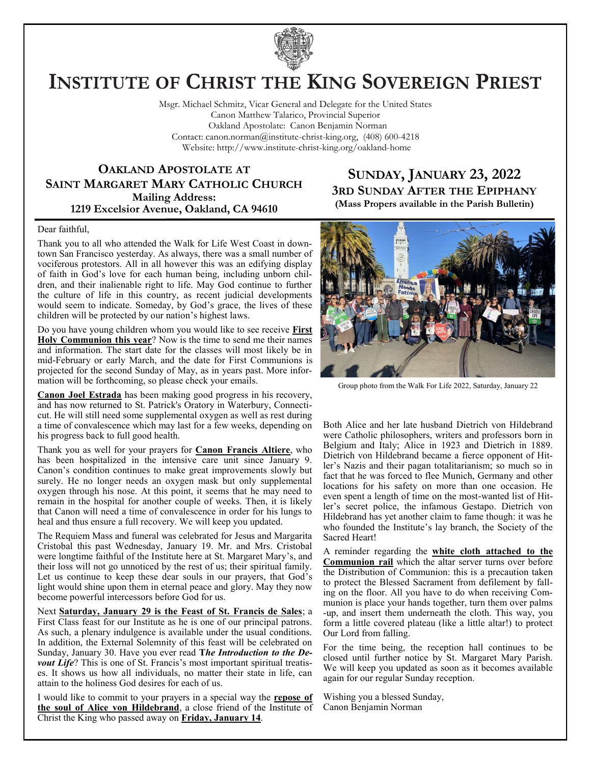# Institute of Christ the King Sovereign Priest

Msgr. Michael Schmitz, Vicar General and Delegate for the United States
Canon Matthew Talarico, Provincial Superior
Oakland Apostolate: Canon Benjamin Norman
Contact: canon.norman@institute-christ-king.org, (408) 600-4218
Website: http://www.institute-christ-king.org/oakland-home

## Oakland Apostolate at Saint Margaret Mary Catholic Church

**Mailing Address:**
**1219 Excelsior Avenue, Oakland, CA 94610**

## Sunday, January 23, 2022

### 3rd Sunday After the Epiphany

**(Mass Propers available in the Parish Bulletin)**

Dear faithful,

Thank you to all who attended the Walk for Life West Coast in downtown San Francisco yesterday. As always, there was a small number of vociferous protestors. All in all however this was an edifying display of faith in God's love for each human being, including unborn children, and their inalienable right to life. May God continue to further the culture of life in this country, as recent judicial developments would seem to indicate. Someday, by God's grace, the lives of these children will be protected by our nation's highest laws.

Do you have young children whom you would like to see receive **First Holy Communion this year**? Now is the time to send me their names and information. The start date for the classes will most likely be in mid-February or early March, and the date for First Communions is projected for the second Sunday of May, as in years past. More information will be forthcoming, so please check your emails.

**Canon Joel Estrada** has been making good progress in his recovery, and has now returned to St. Patrick's Oratory in Waterbury, Connecticut. He will still need some supplemental oxygen as well as rest during a time of convalescence which may last for a few weeks, depending on his progress back to full good health.

Thank you as well for your prayers for **Canon Francis Altiere**, who has been hospitalized in the intensive care unit since January 9. Canon's condition continues to make great improvements slowly but surely. He no longer needs an oxygen mask but only supplemental oxygen through his nose. At this point, it seems that he may need to remain in the hospital for another couple of weeks. Then, it is likely that Canon will need a time of convalescence in order for his lungs to heal and thus ensure a full recovery. We will keep you updated.

The Requiem Mass and funeral was celebrated for Jesus and Margarita Cristobal this past Wednesday, January 19. Mr. and Mrs. Cristobal were longtime faithful of the Institute here at St. Margaret Mary's, and their loss will not go unnoticed by the rest of us; their spiritual family. Let us continue to keep these dear souls in our prayers, that God's light would shine upon them in eternal peace and glory. May they now become powerful intercessors before God for us.

Next **Saturday, January 29 is the Feast of St. Francis de Sales**; a First Class feast for our Institute as he is one of our principal patrons. As such, a plenary indulgence is available under the usual conditions. In addition, the External Solemnity of this feast will be celebrated on Sunday, January 30. Have you ever read ***The Introduction to the Devout Life***? This is one of St. Francis's most important spiritual treatises. It shows us how all individuals, no matter their state in life, can attain to the holiness God desires for each of us.

I would like to commit to your prayers in a special way the **repose of the soul of Alice von Hildebrand**, a close friend of the Institute of Christ the King who passed away on **Friday, January 14**.

Group photo from the Walk For Life 2022, Saturday, January 22

Both Alice and her late husband Dietrich von Hildebrand were Catholic philosophers, writers and professors born in Belgium and Italy; Alice in 1923 and Dietrich in 1889. Dietrich von Hildebrand became a fierce opponent of Hitler's Nazis and their pagan totalitarianism; so much so in fact that he was forced to flee Munich, Germany and other locations for his safety on more than one occasion. He even spent a length of time on the most-wanted list of Hitler's secret police, the infamous Gestapo. Dietrich von Hildebrand has yet another claim to fame though: it was he who founded the Institute's lay branch, the Society of the Sacred Heart!

A reminder regarding the **white cloth attached to the Communion rail** which the altar server turns over before the Distribution of Communion: this is a precaution taken to protect the Blessed Sacrament from defilement by falling on the floor. All you have to do when receiving Communion is place your hands together, turn them over palms-up, and insert them underneath the cloth. This way, you form a little covered plateau (like a little altar!) to protect Our Lord from falling.

For the time being, the reception hall continues to be closed until further notice by St. Margaret Mary Parish. We will keep you updated as soon as it becomes available again for our regular Sunday reception.

Wishing you a blessed Sunday,
Canon Benjamin Norman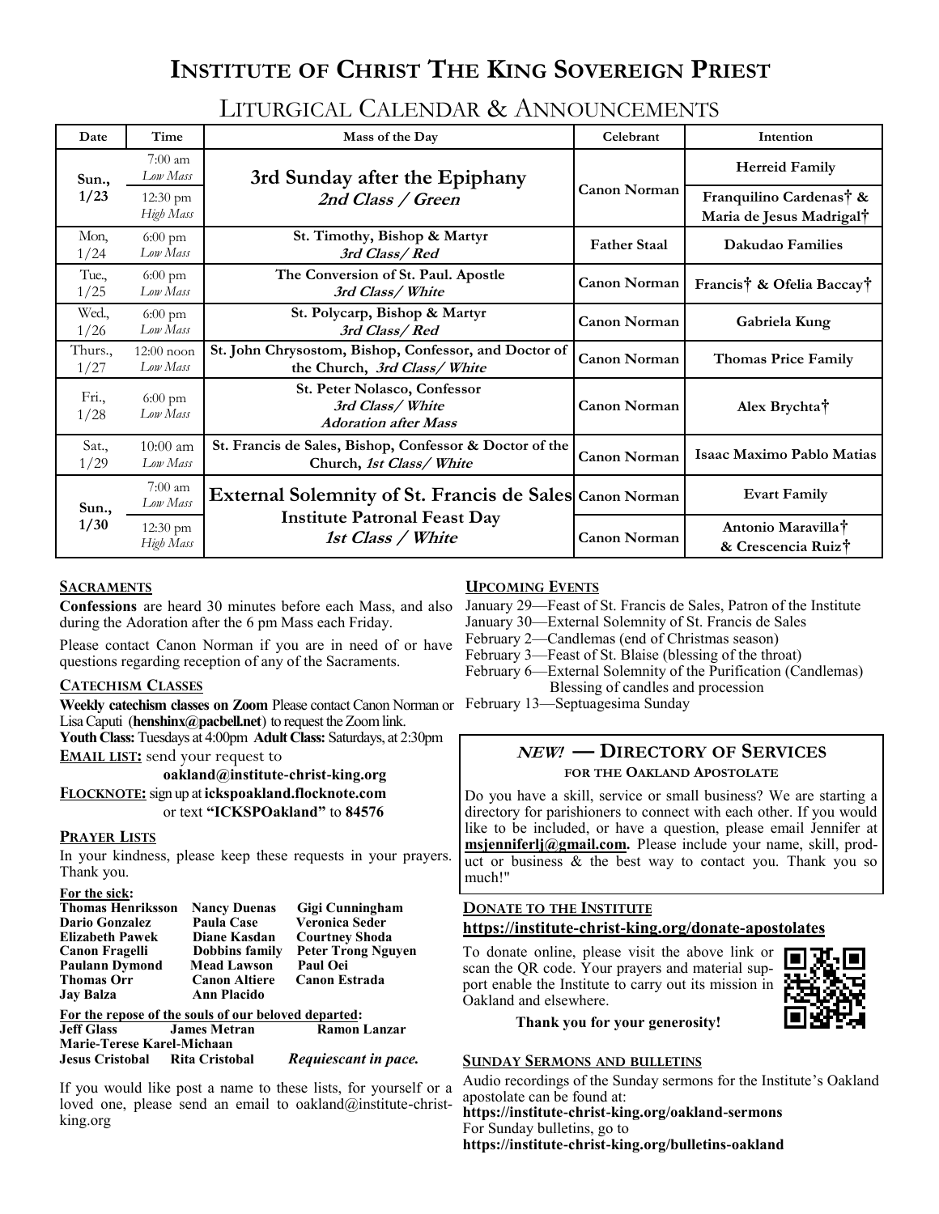# Institute of Christ The King Sovereign Priest

## Liturgical Calendar & Announcements

| Date | Time | Mass of the Day | Celebrant | Intention |
|---|---|---|---|---|
| Sun., 1/23 | 7:00 am *Low Mass* | **3rd Sunday after the Epiphany** *2nd Class / Green* | **Canon Norman** | **Herreid Family** |
| | 12:30 pm *High Mass* | | | **Franquilino Cardenas† & Maria de Jesus Madrigal†** |
| Mon, 1/24 | 6:00 pm *Low Mass* | **St. Timothy, Bishop & Martyr** *3rd Class/ Red* | **Father Staal** | **Dakudao Families** |
| Tue., 1/25 | 6:00 pm *Low Mass* | **The Conversion of St. Paul. Apostle** *3rd Class/ White* | **Canon Norman** | **Francis† & Ofelia Baccay†** |
| Wed., 1/26 | 6:00 pm *Low Mass* | **St. Polycarp, Bishop & Martyr** *3rd Class/ Red* | **Canon Norman** | **Gabriela Kung** |
| Thurs., 1/27 | 12:00 noon *Low Mass* | **St. John Chrysostom, Bishop, Confessor, and Doctor of the Church,** *3rd Class/ White* | **Canon Norman** | **Thomas Price Family** |
| Fri., 1/28 | 6:00 pm *Low Mass* | **St. Peter Nolasco, Confessor** *3rd Class/ White* *Adoration after Mass* | **Canon Norman** | **Alex Brychta†** |
| Sat., 1/29 | 10:00 am *Low Mass* | **St. Francis de Sales, Bishop, Confessor & Doctor of the Church,** *1st Class/ White* | **Canon Norman** | **Isaac Maximo Pablo Matias** |
| Sun., 1/30 | 7:00 am *Low Mass* | **External Solemnity of St. Francis de Sales Institute Patronal Feast Day** *1st Class / White* | **Canon Norman** | **Evart Family** |
| | 12:30 pm *High Mass* | | **Canon Norman** | **Antonio Maravilla† & Crescencia Ruiz†** |

### Sacraments

**Confessions** are heard 30 minutes before each Mass, and also during the Adoration after the 6 pm Mass each Friday.

Please contact Canon Norman if you are in need of or have questions regarding reception of any of the Sacraments.

### Catechism Classes

**Weekly catechism classes on Zoom** Please contact Canon Norman or Lisa Caputi (**henshinx@pacbell.net**) to request the Zoom link.
**Youth Class:** Tuesdays at 4:00pm **Adult Class:** Saturdays, at 2:30pm

**Email list:** send your request to
**oakland@institute-christ-king.org**

**Flocknote:** sign up at **ickspoakland.flocknote.com** or text **"ICKSPOakland"** to **84576**

### Prayer Lists

In your kindness, please keep these requests in your prayers. Thank you.

**For the sick:**
**Thomas Henriksson, Nancy Duenas, Gigi Cunningham, Dario Gonzalez, Paula Case, Veronica Seder, Elizabeth Pawek, Diane Kasdan, Courtney Shoda, Canon Fragelli, Dobbins family, Peter Trong Nguyen, Paulann Dymond, Mead Lawson, Paul Oei, Thomas Orr, Canon Altiere, Canon Estrada, Jay Balza, Ann Placido**

**For the repose of the souls of our beloved departed:**
**Jeff Glass, James Metran, Ramon Lanzar, Marie-Terese Karel-Michaan, Jesus Cristobal, Rita Cristobal** ***Requiescant in pace.***

If you would like post a name to these lists, for yourself or a loved one, please send an email to oakland@institute-christ-king.org

### Upcoming Events

January 29—Feast of St. Francis de Sales, Patron of the Institute
January 30—External Solemnity of St. Francis de Sales
February 2—Candlemas (end of Christmas season)
February 3—Feast of St. Blaise (blessing of the throat)
February 6—External Solemnity of the Purification (Candlemas) Blessing of candles and procession
February 13—Septuagesima Sunday

### *NEW!* — Directory of Services
**for the Oakland Apostolate**

Do you have a skill, service or small business? We are starting a directory for parishioners to connect with each other. If you would like to be included, or have a question, please email Jennifer at **msjenniferlj@gmail.com.** Please include your name, skill, product or business & the best way to contact you. Thank you so much!"

### Donate to the Institute
**https://institute-christ-king.org/donate-apostolates**

To donate online, please visit the above link or scan the QR code. Your prayers and material support enable the Institute to carry out its mission in Oakland and elsewhere.

**Thank you for your generosity!**

### Sunday Sermons and Bulletins

Audio recordings of the Sunday sermons for the Institute's Oakland apostolate can be found at:
**https://institute-christ-king.org/oakland-sermons**
For Sunday bulletins, go to
**https://institute-christ-king.org/bulletins-oakland**